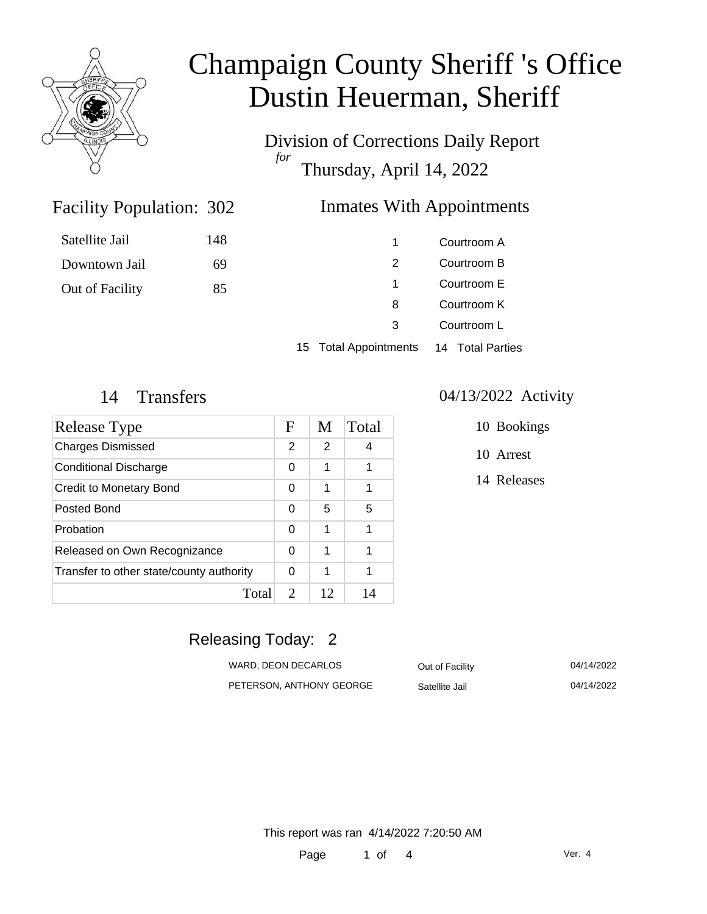# Champaign County Sheriff 's Office
# Dustin Heuerman, Sheriff

Division of Corrections Daily Report
*for*
Thursday, April 14, 2022

## Facility Population: 302

| | |
|---|---|
| Satellite Jail | 148 |
| Downtown Jail | 69 |
| Out of Facility | 85 |

## Inmates With Appointments

| | |
|---|---|
| 1 | Courtroom A |
| 2 | Courtroom B |
| 1 | Courtroom E |
| 8 | Courtroom K |
| 3 | Courtroom L |
| 15 Total Appointments | 14 Total Parties |

## 14 Transfers

| Release Type | F | M | Total |
|---|---|---|---|
| Charges Dismissed | 2 | 2 | 4 |
| Conditional Discharge | 0 | 1 | 1 |
| Credit to Monetary Bond | 0 | 1 | 1 |
| Posted Bond | 0 | 5 | 5 |
| Probation | 0 | 1 | 1 |
| Released on Own Recognizance | 0 | 1 | 1 |
| Transfer to other state/county authority | 0 | 1 | 1 |
| Total | 2 | 12 | 14 |

## 04/13/2022 Activity

- 10 Bookings
- 10 Arrest
- 14 Releases

## Releasing Today: 2

| | | |
|---|---|---|
| WARD, DEON DECARLOS | Out of Facility | 04/14/2022 |
| PETERSON, ANTHONY GEORGE | Satellite Jail | 04/14/2022 |

This report was ran 4/14/2022 7:20:50 AM

Ver. 4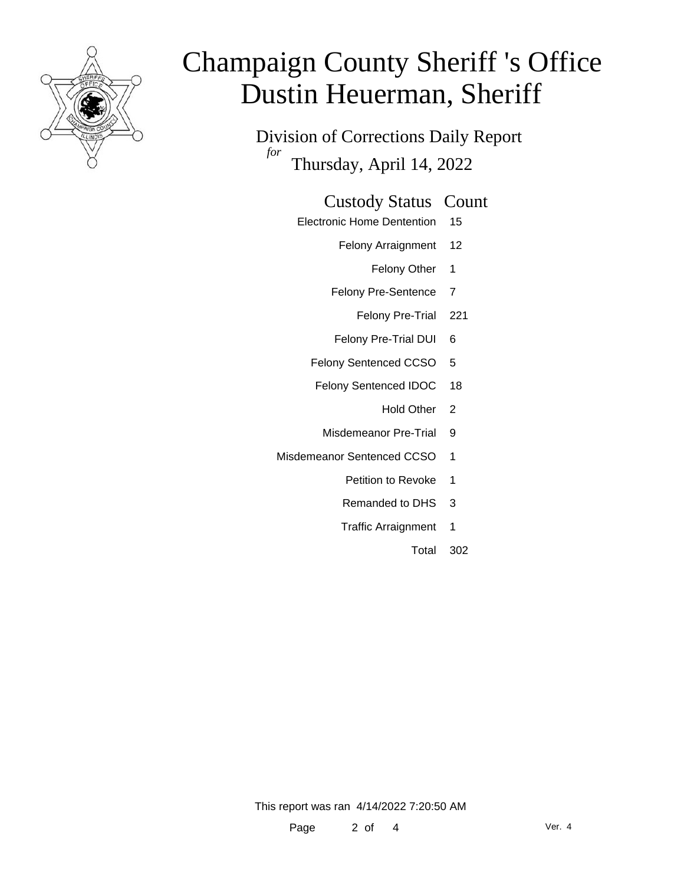# Champaign County Sheriff 's Office
# Dustin Heuerman, Sheriff

## Division of Corrections Daily Report
*for*
## Thursday, April 14, 2022

| Custody Status | Count |
| --- | --- |
| Electronic Home Dentention | 15 |
| Felony Arraignment | 12 |
| Felony Other | 1 |
| Felony Pre-Sentence | 7 |
| Felony Pre-Trial | 221 |
| Felony Pre-Trial DUI | 6 |
| Felony Sentenced CCSO | 5 |
| Felony Sentenced IDOC | 18 |
| Hold Other | 2 |
| Misdemeanor Pre-Trial | 9 |
| Misdemeanor Sentenced CCSO | 1 |
| Petition to Revoke | 1 |
| Remanded to DHS | 3 |
| Traffic Arraignment | 1 |
| Total | 302 |

This report was ran 4/14/2022 7:20:50 AM

Ver. 4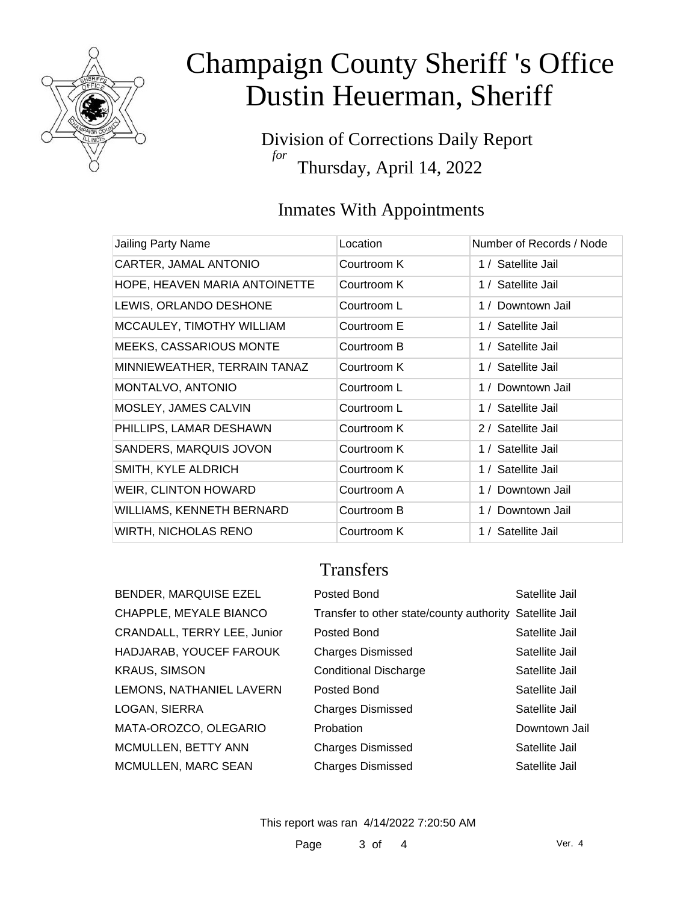# Champaign County Sheriff 's Office
# Dustin Heuerman, Sheriff

Division of Corrections Daily Report
*for*
Thursday, April 14, 2022

## Inmates With Appointments

| Jailing Party Name | Location | Number of Records / Node |
|---|---|---|
| CARTER, JAMAL ANTONIO | Courtroom K | 1 / Satellite Jail |
| HOPE, HEAVEN MARIA ANTOINETTE | Courtroom K | 1 / Satellite Jail |
| LEWIS, ORLANDO DESHONE | Courtroom L | 1 / Downtown Jail |
| MCCAULEY, TIMOTHY WILLIAM | Courtroom E | 1 / Satellite Jail |
| MEEKS, CASSARIOUS MONTE | Courtroom B | 1 / Satellite Jail |
| MINNIEWEATHER, TERRAIN TANAZ | Courtroom K | 1 / Satellite Jail |
| MONTALVO, ANTONIO | Courtroom L | 1 / Downtown Jail |
| MOSLEY, JAMES CALVIN | Courtroom L | 1 / Satellite Jail |
| PHILLIPS, LAMAR DESHAWN | Courtroom K | 2 / Satellite Jail |
| SANDERS, MARQUIS JOVON | Courtroom K | 1 / Satellite Jail |
| SMITH, KYLE ALDRICH | Courtroom K | 1 / Satellite Jail |
| WEIR, CLINTON HOWARD | Courtroom A | 1 / Downtown Jail |
| WILLIAMS, KENNETH BERNARD | Courtroom B | 1 / Downtown Jail |
| WIRTH, NICHOLAS RENO | Courtroom K | 1 / Satellite Jail |

## Transfers

| | | |
|---|---|---|
| BENDER, MARQUISE EZEL | Posted Bond | Satellite Jail |
| CHAPPLE, MEYALE BIANCO | Transfer to other state/county authority | Satellite Jail |
| CRANDALL, TERRY LEE, Junior | Posted Bond | Satellite Jail |
| HADJARAB, YOUCEF FAROUK | Charges Dismissed | Satellite Jail |
| KRAUS, SIMSON | Conditional Discharge | Satellite Jail |
| LEMONS, NATHANIEL LAVERN | Posted Bond | Satellite Jail |
| LOGAN, SIERRA | Charges Dismissed | Satellite Jail |
| MATA-OROZCO, OLEGARIO | Probation | Downtown Jail |
| MCMULLEN, BETTY ANN | Charges Dismissed | Satellite Jail |
| MCMULLEN, MARC SEAN | Charges Dismissed | Satellite Jail |

This report was ran 4/14/2022 7:20:50 AM

Ver. 4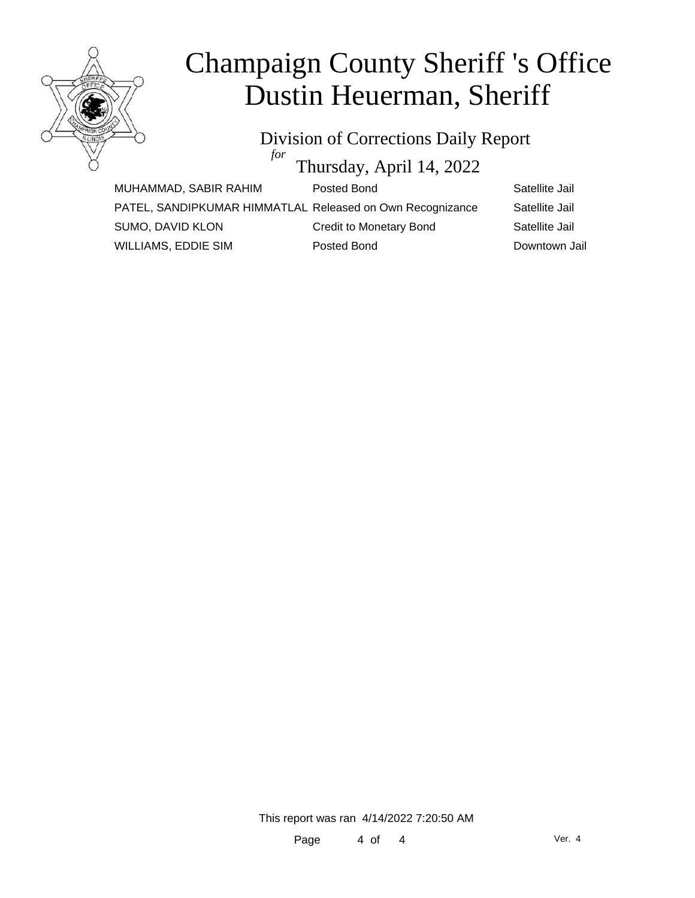# Champaign County Sheriff 's Office
# Dustin Heuerman, Sheriff

## Division of Corrections Daily Report

*for* Thursday, April 14, 2022

| | | |
|---|---|---|
| MUHAMMAD, SABIR RAHIM | Posted Bond | Satellite Jail |
| PATEL, SANDIPKUMAR HIMMATLAL | Released on Own Recognizance | Satellite Jail |
| SUMO, DAVID KLON | Credit to Monetary Bond | Satellite Jail |
| WILLIAMS, EDDIE SIM | Posted Bond | Downtown Jail |

This report was ran 4/14/2022 7:20:50 AM

Ver. 4